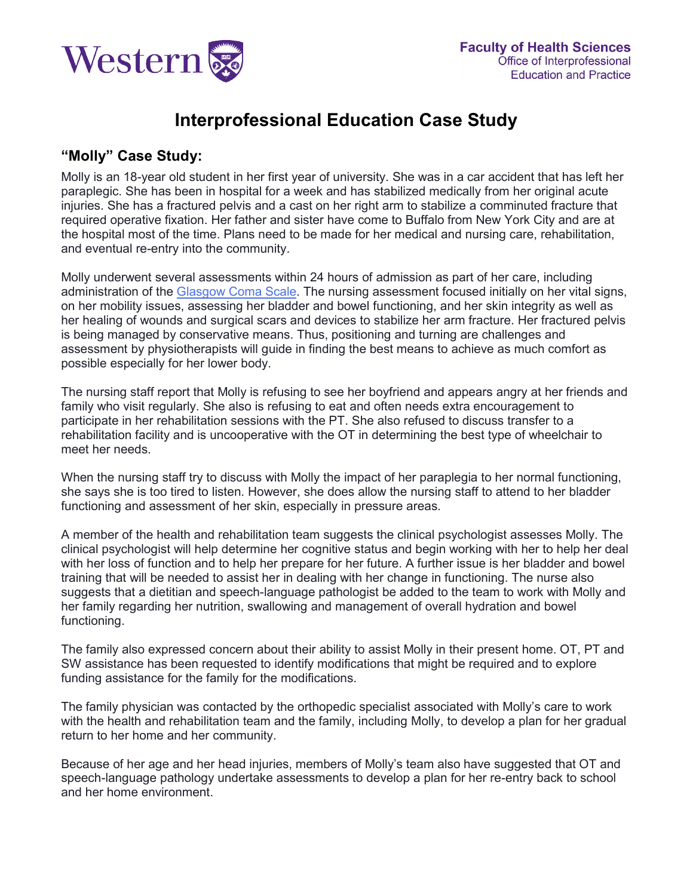Western

**Faculty of Health Sciences**
Office of Interprofessional Education and Practice

# Interprofessional Education Case Study

## "Molly" Case Study:

Molly is an 18-year old student in her first year of university. She was in a car accident that has left her paraplegic. She has been in hospital for a week and has stabilized medically from her original acute injuries. She has a fractured pelvis and a cast on her right arm to stabilize a comminuted fracture that required operative fixation. Her father and sister have come to Buffalo from New York City and are at the hospital most of the time. Plans need to be made for her medical and nursing care, rehabilitation, and eventual re-entry into the community.

Molly underwent several assessments within 24 hours of admission as part of her care, including administration of the Glasgow Coma Scale. The nursing assessment focused initially on her vital signs, on her mobility issues, assessing her bladder and bowel functioning, and her skin integrity as well as her healing of wounds and surgical scars and devices to stabilize her arm fracture. Her fractured pelvis is being managed by conservative means. Thus, positioning and turning are challenges and assessment by physiotherapists will guide in finding the best means to achieve as much comfort as possible especially for her lower body.

The nursing staff report that Molly is refusing to see her boyfriend and appears angry at her friends and family who visit regularly. She also is refusing to eat and often needs extra encouragement to participate in her rehabilitation sessions with the PT. She also refused to discuss transfer to a rehabilitation facility and is uncooperative with the OT in determining the best type of wheelchair to meet her needs.

When the nursing staff try to discuss with Molly the impact of her paraplegia to her normal functioning, she says she is too tired to listen. However, she does allow the nursing staff to attend to her bladder functioning and assessment of her skin, especially in pressure areas.

A member of the health and rehabilitation team suggests the clinical psychologist assesses Molly. The clinical psychologist will help determine her cognitive status and begin working with her to help her deal with her loss of function and to help her prepare for her future. A further issue is her bladder and bowel training that will be needed to assist her in dealing with her change in functioning. The nurse also suggests that a dietitian and speech-language pathologist be added to the team to work with Molly and her family regarding her nutrition, swallowing and management of overall hydration and bowel functioning.

The family also expressed concern about their ability to assist Molly in their present home. OT, PT and SW assistance has been requested to identify modifications that might be required and to explore funding assistance for the family for the modifications.

The family physician was contacted by the orthopedic specialist associated with Molly's care to work with the health and rehabilitation team and the family, including Molly, to develop a plan for her gradual return to her home and her community.

Because of her age and her head injuries, members of Molly's team also have suggested that OT and speech-language pathology undertake assessments to develop a plan for her re-entry back to school and her home environment.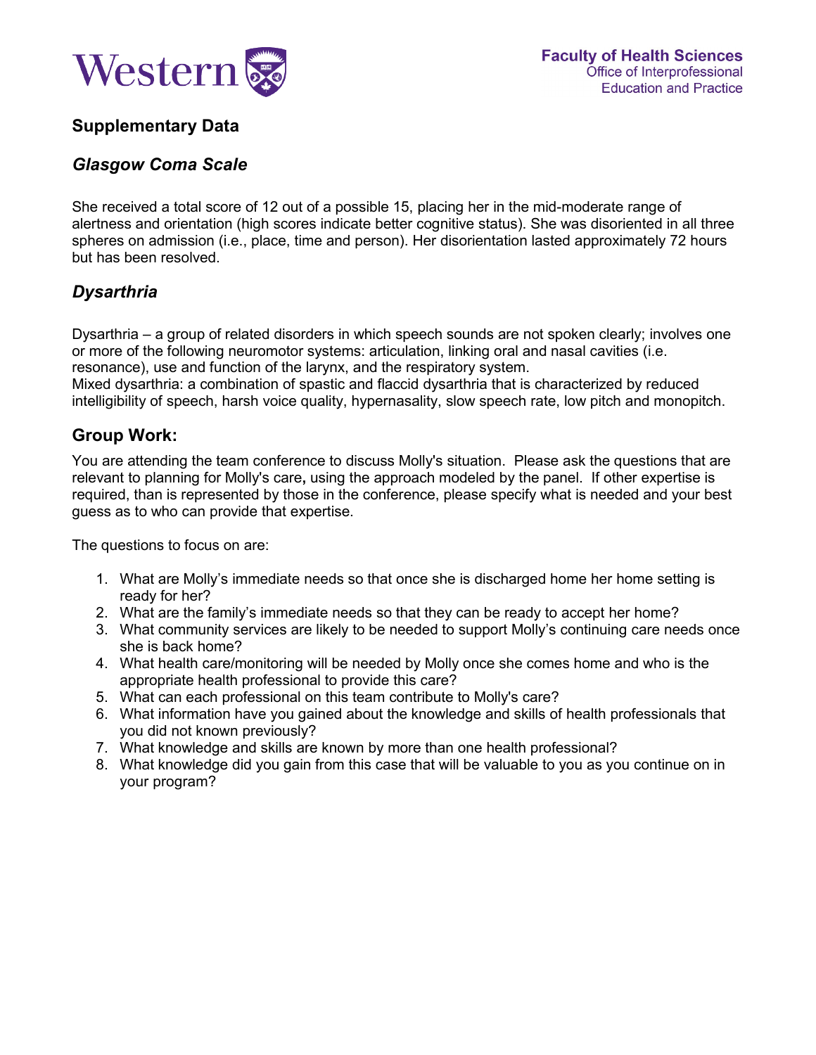## Supplementary Data

### *Glasgow Coma Scale*

She received a total score of 12 out of a possible 15, placing her in the mid-moderate range of alertness and orientation (high scores indicate better cognitive status). She was disoriented in all three spheres on admission (i.e., place, time and person). Her disorientation lasted approximately 72 hours but has been resolved.

### *Dysarthria*

Dysarthria – a group of related disorders in which speech sounds are not spoken clearly; involves one or more of the following neuromotor systems: articulation, linking oral and nasal cavities (i.e. resonance), use and function of the larynx, and the respiratory system.
Mixed dysarthria: a combination of spastic and flaccid dysarthria that is characterized by reduced intelligibility of speech, harsh voice quality, hypernasality, slow speech rate, low pitch and monopitch.

## Group Work:

You are attending the team conference to discuss Molly's situation. Please ask the questions that are relevant to planning for Molly's care**,** using the approach modeled by the panel. If other expertise is required, than is represented by those in the conference, please specify what is needed and your best guess as to who can provide that expertise.

The questions to focus on are:

1. What are Molly's immediate needs so that once she is discharged home her home setting is ready for her?
2. What are the family's immediate needs so that they can be ready to accept her home?
3. What community services are likely to be needed to support Molly's continuing care needs once she is back home?
4. What health care/monitoring will be needed by Molly once she comes home and who is the appropriate health professional to provide this care?
5. What can each professional on this team contribute to Molly's care?
6. What information have you gained about the knowledge and skills of health professionals that you did not known previously?
7. What knowledge and skills are known by more than one health professional?
8. What knowledge did you gain from this case that will be valuable to you as you continue on in your program?